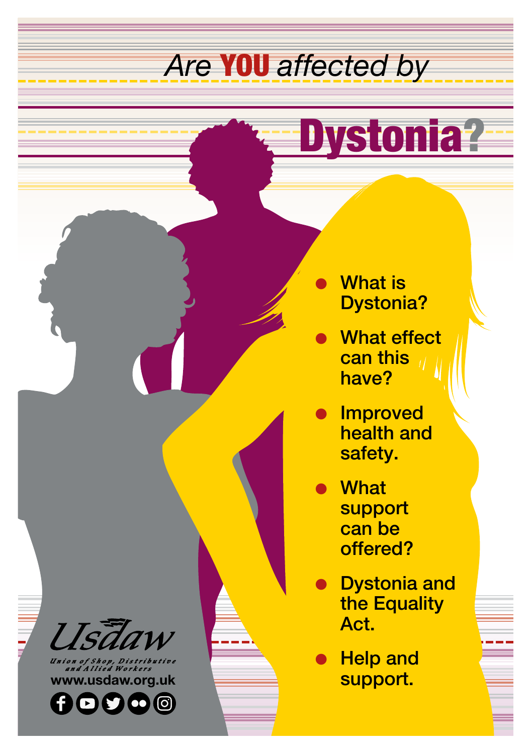# *Are **YOU** affected by* Dystonia?

- What is Dystonia?
- What effect can this have?
- Improved health and safety.
- What support can be offered?
- Dystonia and the Equality Act.
- Help and support.

Usdaw

Union of Shop, Distributive and Allied Workers

www.usdaw.org.uk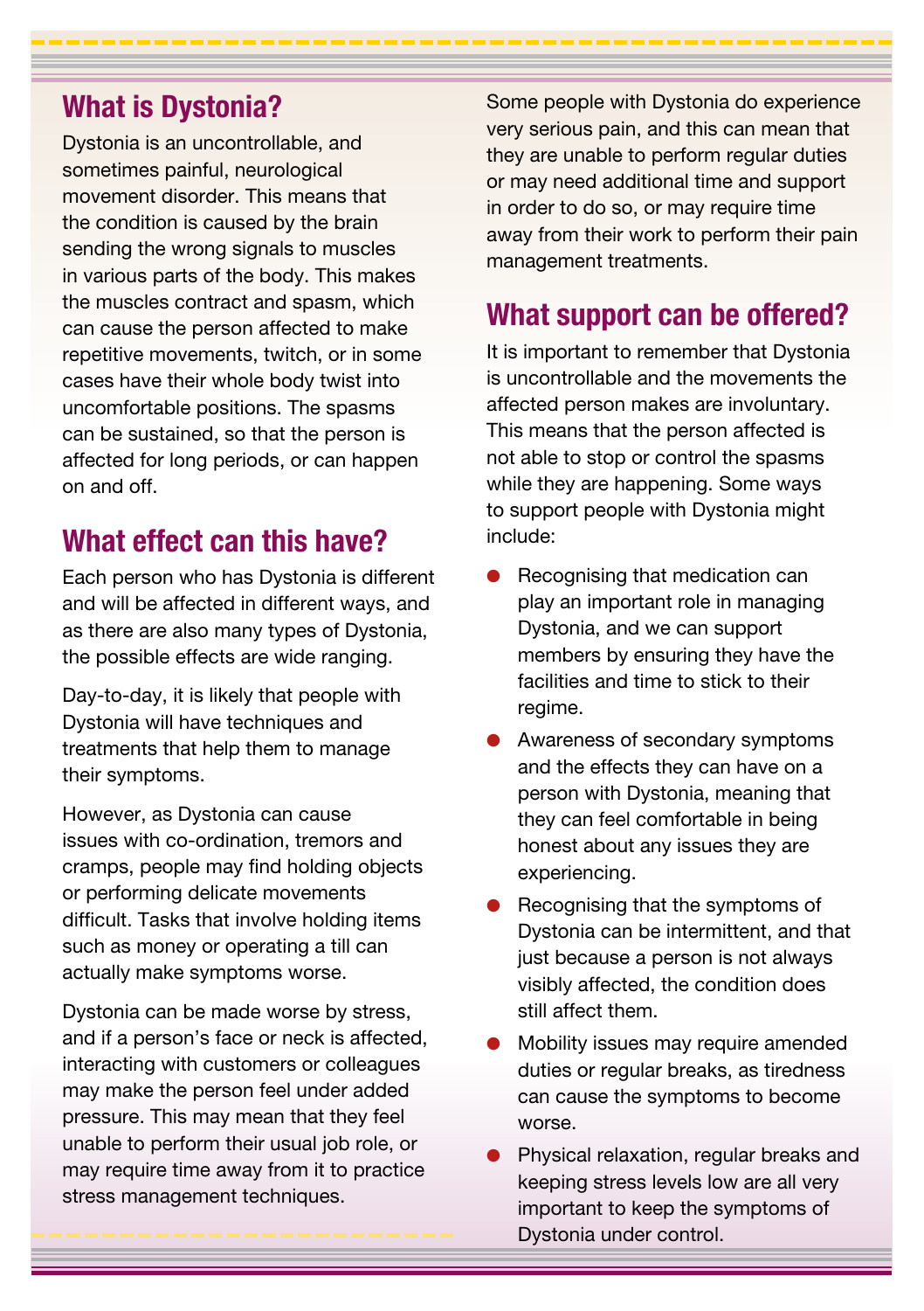## What is Dystonia?

Dystonia is an uncontrollable, and sometimes painful, neurological movement disorder. This means that the condition is caused by the brain sending the wrong signals to muscles in various parts of the body. This makes the muscles contract and spasm, which can cause the person affected to make repetitive movements, twitch, or in some cases have their whole body twist into uncomfortable positions. The spasms can be sustained, so that the person is affected for long periods, or can happen on and off.

## What effect can this have?

Each person who has Dystonia is different and will be affected in different ways, and as there are also many types of Dystonia, the possible effects are wide ranging.

Day-to-day, it is likely that people with Dystonia will have techniques and treatments that help them to manage their symptoms.

However, as Dystonia can cause issues with co-ordination, tremors and cramps, people may find holding objects or performing delicate movements difficult. Tasks that involve holding items such as money or operating a till can actually make symptoms worse.

Dystonia can be made worse by stress, and if a person's face or neck is affected, interacting with customers or colleagues may make the person feel under added pressure. This may mean that they feel unable to perform their usual job role, or may require time away from it to practice stress management techniques.

Some people with Dystonia do experience very serious pain, and this can mean that they are unable to perform regular duties or may need additional time and support in order to do so, or may require time away from their work to perform their pain management treatments.

## What support can be offered?

It is important to remember that Dystonia is uncontrollable and the movements the affected person makes are involuntary. This means that the person affected is not able to stop or control the spasms while they are happening. Some ways to support people with Dystonia might include:

- Recognising that medication can play an important role in managing Dystonia, and we can support members by ensuring they have the facilities and time to stick to their regime.
- Awareness of secondary symptoms and the effects they can have on a person with Dystonia, meaning that they can feel comfortable in being honest about any issues they are experiencing.
- Recognising that the symptoms of Dystonia can be intermittent, and that just because a person is not always visibly affected, the condition does still affect them.
- Mobility issues may require amended duties or regular breaks, as tiredness can cause the symptoms to become worse.
- Physical relaxation, regular breaks and keeping stress levels low are all very important to keep the symptoms of Dystonia under control.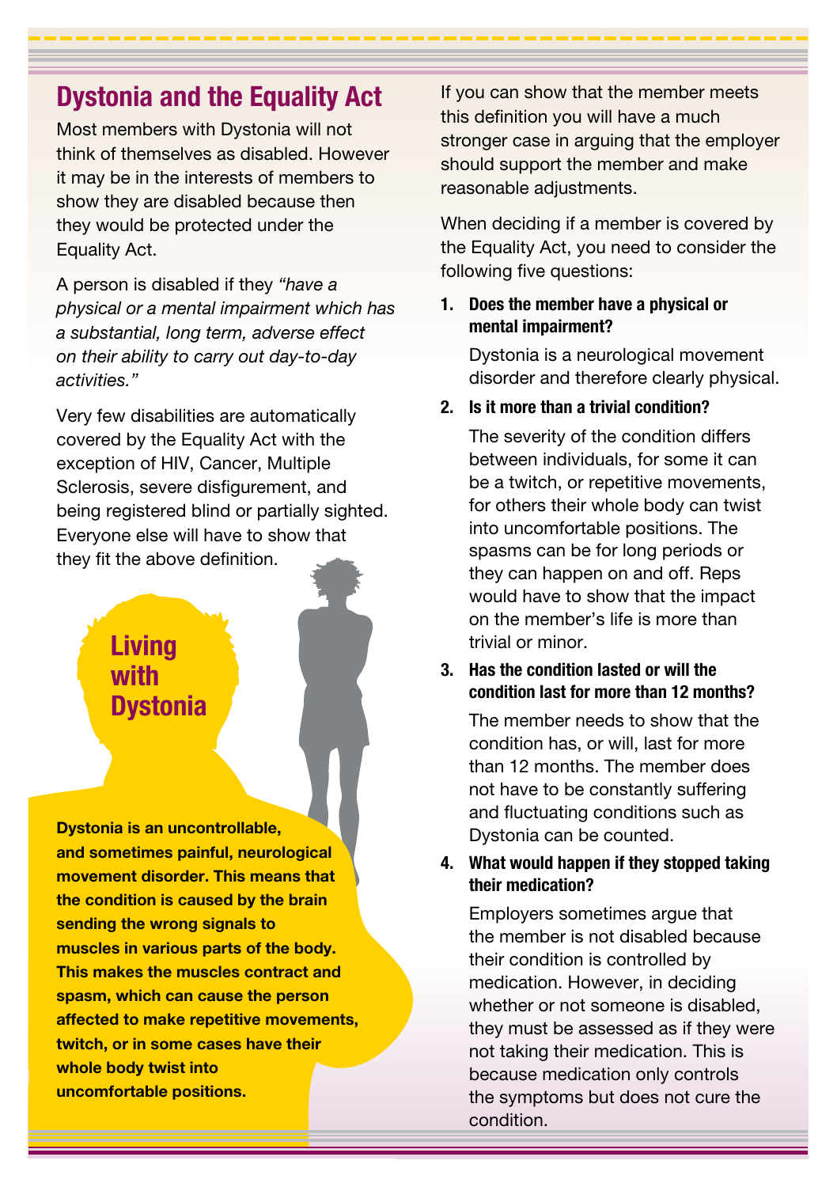## Dystonia and the Equality Act

Most members with Dystonia will not think of themselves as disabled. However it may be in the interests of members to show they are disabled because then they would be protected under the Equality Act.

A person is disabled if they *"have a physical or a mental impairment which has a substantial, long term, adverse effect on their ability to carry out day-to-day activities."*

Very few disabilities are automatically covered by the Equality Act with the exception of HIV, Cancer, Multiple Sclerosis, severe disfigurement, and being registered blind or partially sighted. Everyone else will have to show that they fit the above definition.

### Living with Dystonia

**Dystonia is an uncontrollable, and sometimes painful, neurological movement disorder. This means that the condition is caused by the brain sending the wrong signals to muscles in various parts of the body. This makes the muscles contract and spasm, which can cause the person affected to make repetitive movements, twitch, or in some cases have their whole body twist into uncomfortable positions.**

If you can show that the member meets this definition you will have a much stronger case in arguing that the employer should support the member and make reasonable adjustments.

When deciding if a member is covered by the Equality Act, you need to consider the following five questions:

1. **Does the member have a physical or mental impairment?**

   Dystonia is a neurological movement disorder and therefore clearly physical.

2. **Is it more than a trivial condition?**

   The severity of the condition differs between individuals, for some it can be a twitch, or repetitive movements, for others their whole body can twist into uncomfortable positions. The spasms can be for long periods or they can happen on and off. Reps would have to show that the impact on the member's life is more than trivial or minor.

3. **Has the condition lasted or will the condition last for more than 12 months?**

   The member needs to show that the condition has, or will, last for more than 12 months. The member does not have to be constantly suffering and fluctuating conditions such as Dystonia can be counted.

4. **What would happen if they stopped taking their medication?**

   Employers sometimes argue that the member is not disabled because their condition is controlled by medication. However, in deciding whether or not someone is disabled, they must be assessed as if they were not taking their medication. This is because medication only controls the symptoms but does not cure the condition.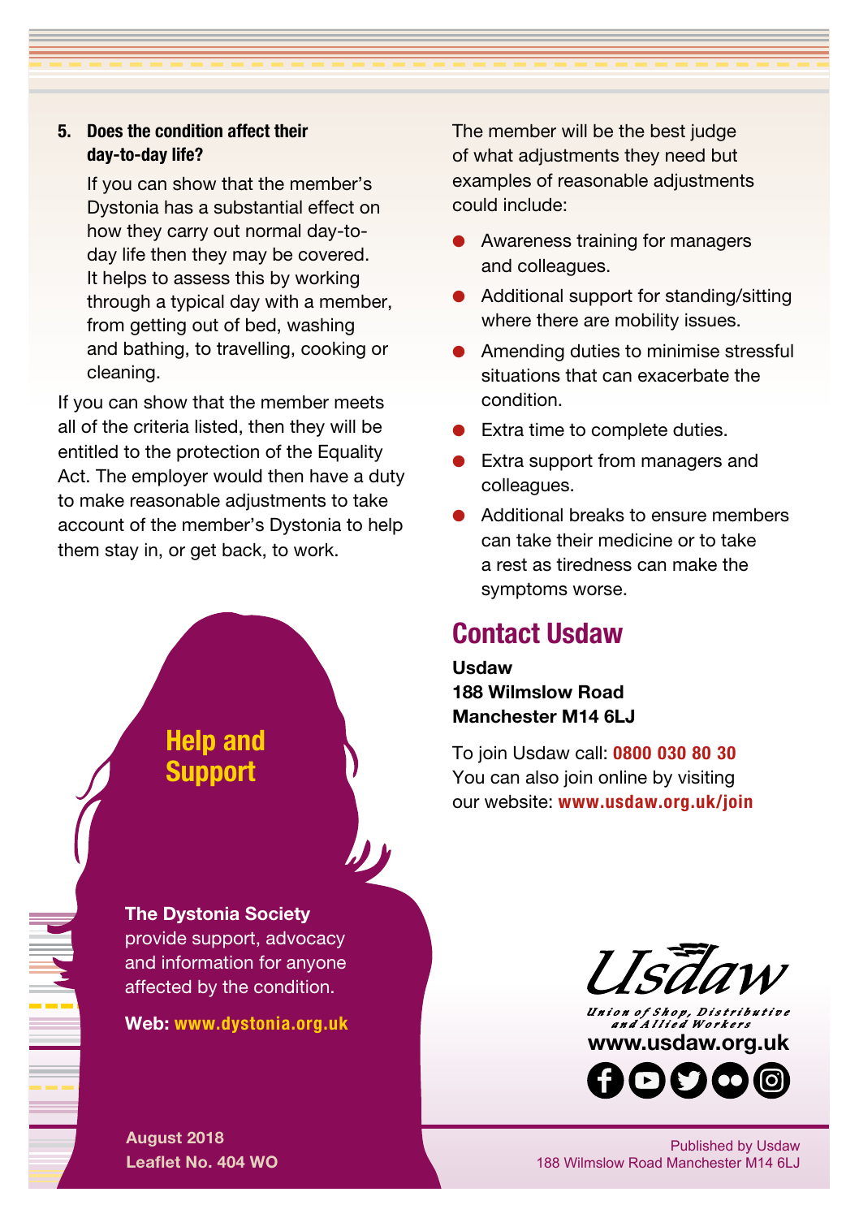**5. Does the condition affect their day-to-day life?**

If you can show that the member's Dystonia has a substantial effect on how they carry out normal day-to-day life then they may be covered. It helps to assess this by working through a typical day with a member, from getting out of bed, washing and bathing, to travelling, cooking or cleaning.

If you can show that the member meets all of the criteria listed, then they will be entitled to the protection of the Equality Act. The employer would then have a duty to make reasonable adjustments to take account of the member's Dystonia to help them stay in, or get back, to work.

The member will be the best judge of what adjustments they need but examples of reasonable adjustments could include:

- Awareness training for managers and colleagues.
- Additional support for standing/sitting where there are mobility issues.
- Amending duties to minimise stressful situations that can exacerbate the condition.
- Extra time to complete duties.
- Extra support from managers and colleagues.
- Additional breaks to ensure members can take their medicine or to take a rest as tiredness can make the symptoms worse.

## Help and Support

**The Dystonia Society** provide support, advocacy and information for anyone affected by the condition.

**Web: www.dystonia.org.uk**

## Contact Usdaw

**Usdaw**
**188 Wilmslow Road**
**Manchester M14 6LJ**

To join Usdaw call: **0800 030 80 30**
You can also join online by visiting our website: **www.usdaw.org.uk/join**

Usdaw
Union of Shop, Distributive and Allied Workers
**www.usdaw.org.uk**

August 2018
Leaflet No. 404 WO

Published by Usdaw
188 Wilmslow Road Manchester M14 6LJ